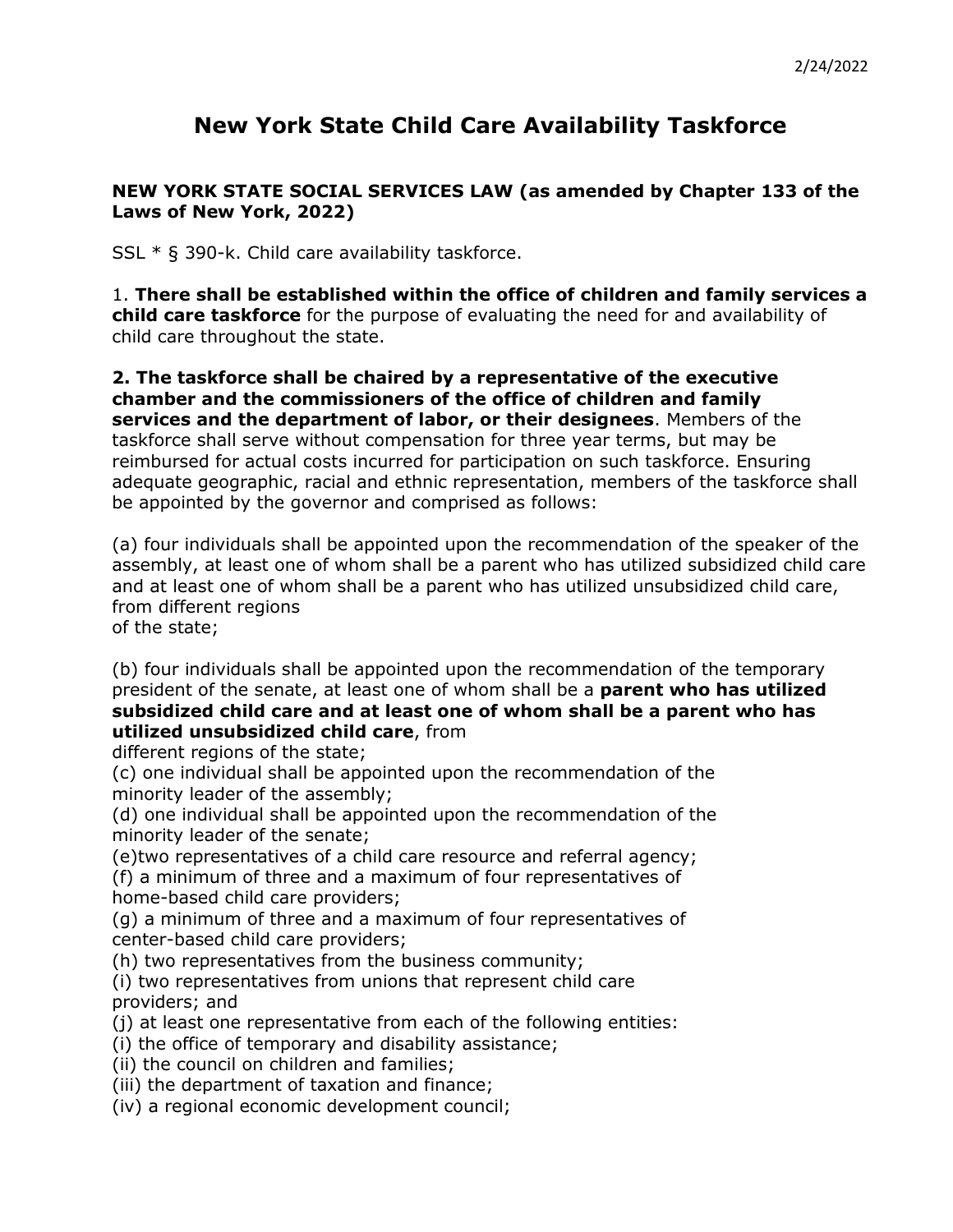2/24/2022

# New York State Child Care Availability Taskforce

**NEW YORK STATE SOCIAL SERVICES LAW (as amended by Chapter 133 of the Laws of New York, 2022)**

SSL * § 390-k. Child care availability taskforce.

1. **There shall be established within the office of children and family services a child care taskforce** for the purpose of evaluating the need for and availability of child care throughout the state.

**2. The taskforce shall be chaired by a representative of the executive chamber and the commissioners of the office of children and family services and the department of labor, or their designees**. Members of the taskforce shall serve without compensation for three year terms, but may be reimbursed for actual costs incurred for participation on such taskforce. Ensuring adequate geographic, racial and ethnic representation, members of the taskforce shall be appointed by the governor and comprised as follows:

(a) four individuals shall be appointed upon the recommendation of the speaker of the assembly, at least one of whom shall be a parent who has utilized subsidized child care and at least one of whom shall be a parent who has utilized unsubsidized child care, from different regions of the state;

(b) four individuals shall be appointed upon the recommendation of the temporary president of the senate, at least one of whom shall be a **parent who has utilized subsidized child care and at least one of whom shall be a parent who has utilized unsubsidized child care**, from different regions of the state;
(c) one individual shall be appointed upon the recommendation of the minority leader of the assembly;
(d) one individual shall be appointed upon the recommendation of the minority leader of the senate;
(e)two representatives of a child care resource and referral agency;
(f) a minimum of three and a maximum of four representatives of home-based child care providers;
(g) a minimum of three and a maximum of four representatives of center-based child care providers;
(h) two representatives from the business community;
(i) two representatives from unions that represent child care providers; and
(j) at least one representative from each of the following entities:
(i) the office of temporary and disability assistance;
(ii) the council on children and families;
(iii) the department of taxation and finance;
(iv) a regional economic development council;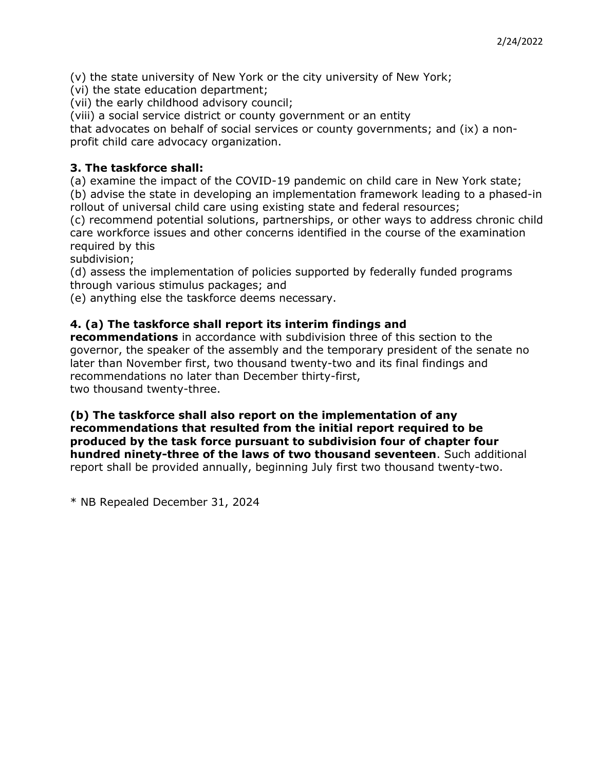(v) the state university of New York or the city university of New York;
(vi) the state education department;
(vii) the early childhood advisory council;
(viii) a social service district or county government or an entity that advocates on behalf of social services or county governments; and (ix) a non-profit child care advocacy organization.

**3. The taskforce shall:**
(a) examine the impact of the COVID-19 pandemic on child care in New York state;
(b) advise the state in developing an implementation framework leading to a phased-in rollout of universal child care using existing state and federal resources;
(c) recommend potential solutions, partnerships, or other ways to address chronic child care workforce issues and other concerns identified in the course of the examination required by this subdivision;
(d) assess the implementation of policies supported by federally funded programs through various stimulus packages; and
(e) anything else the taskforce deems necessary.

**4. (a) The taskforce shall report its interim findings and recommendations** in accordance with subdivision three of this section to the governor, the speaker of the assembly and the temporary president of the senate no later than November first, two thousand twenty-two and its final findings and recommendations no later than December thirty-first, two thousand twenty-three.

**(b) The taskforce shall also report on the implementation of any recommendations that resulted from the initial report required to be produced by the task force pursuant to subdivision four of chapter four hundred ninety-three of the laws of two thousand seventeen**. Such additional report shall be provided annually, beginning July first two thousand twenty-two.

* NB Repealed December 31, 2024